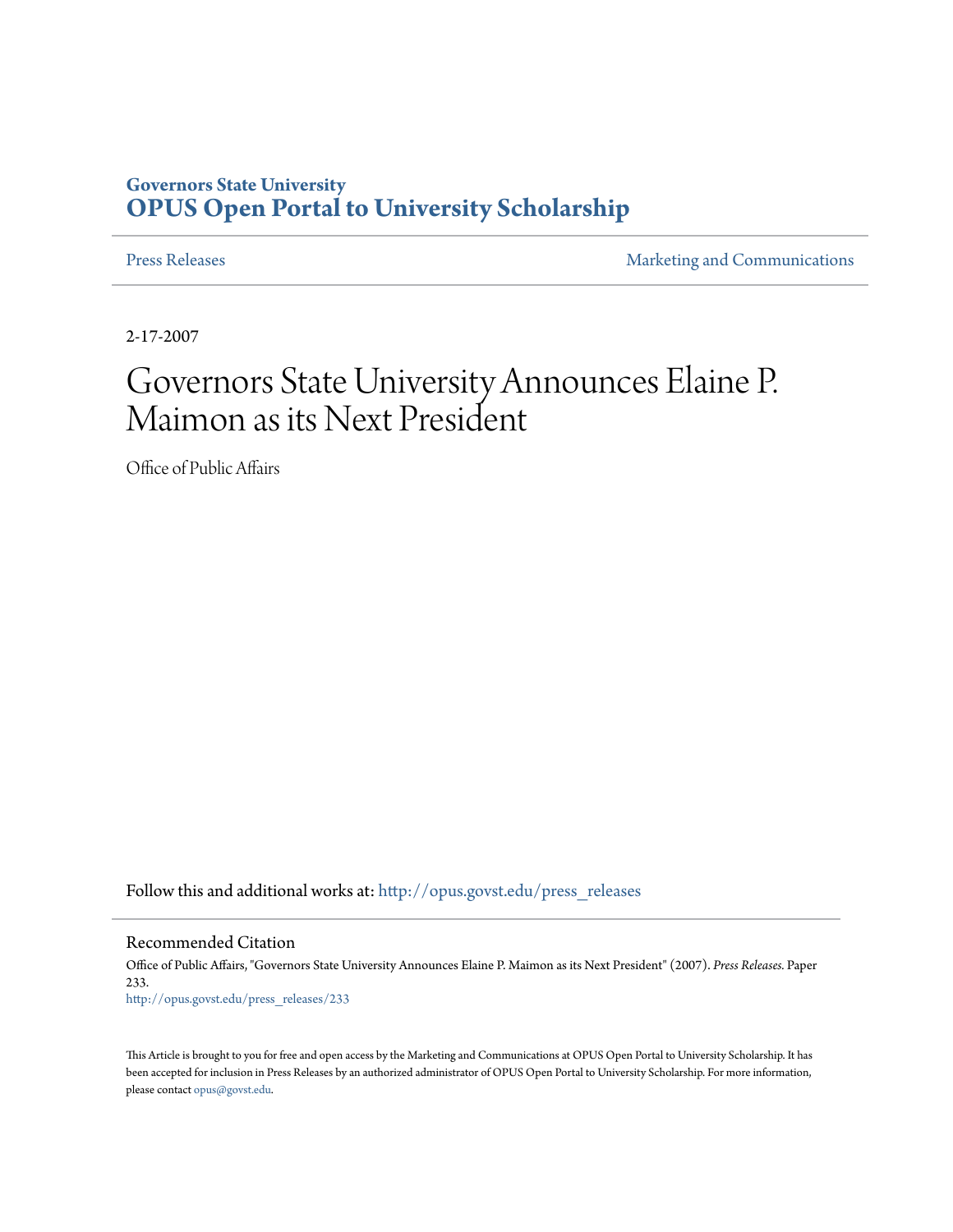Governors State University
**OPUS Open Portal to University Scholarship**

Press Releases | Marketing and Communications

2-17-2007

# Governors State University Announces Elaine P. Maimon as its Next President

Office of Public Affairs

Follow this and additional works at: http://opus.govst.edu/press_releases

## Recommended Citation

Office of Public Affairs, "Governors State University Announces Elaine P. Maimon as its Next President" (2007). *Press Releases*. Paper 233.
http://opus.govst.edu/press_releases/233

This Article is brought to you for free and open access by the Marketing and Communications at OPUS Open Portal to University Scholarship. It has been accepted for inclusion in Press Releases by an authorized administrator of OPUS Open Portal to University Scholarship. For more information, please contact opus@govst.edu.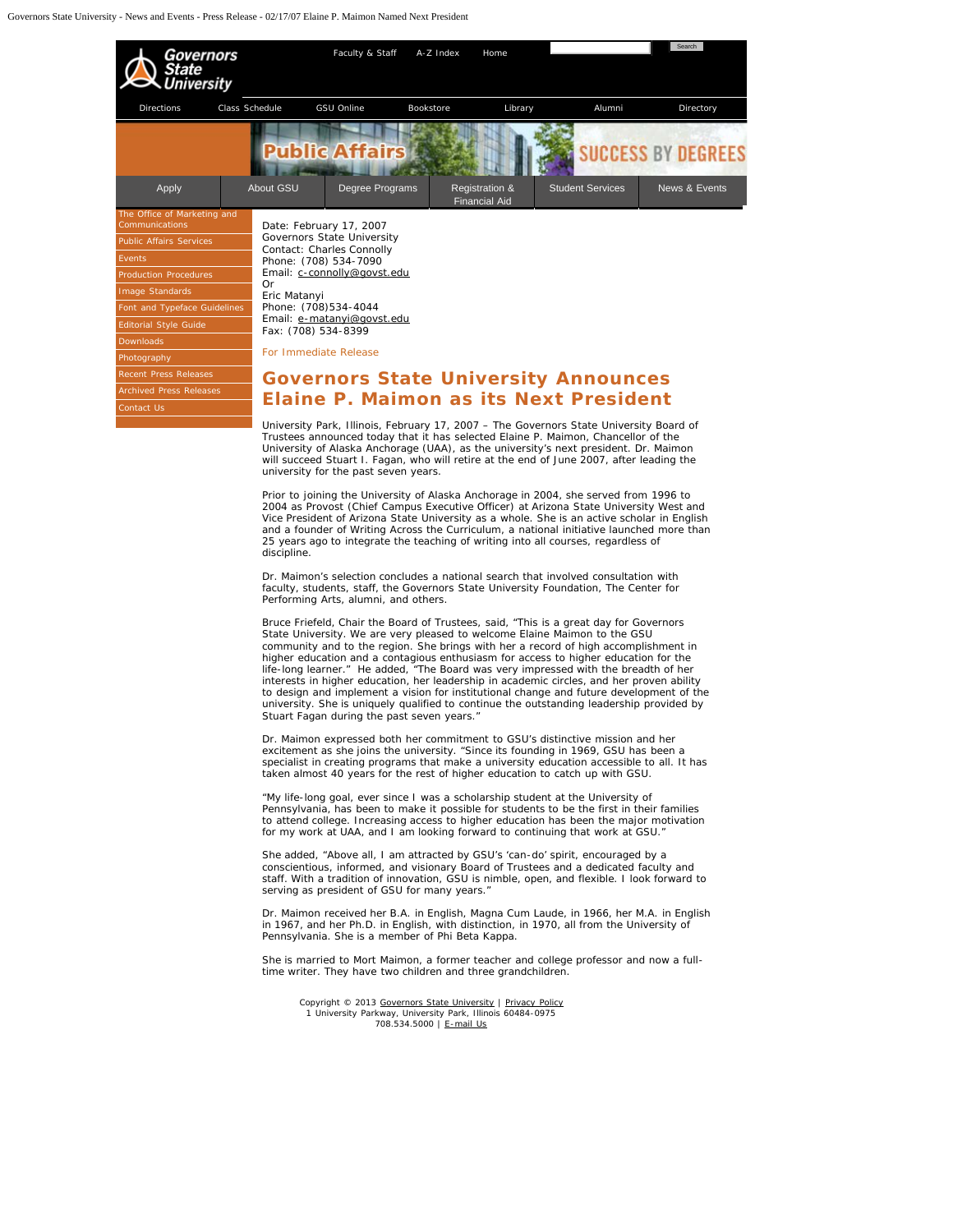Governors State University - News and Events - Press Release - 02/17/07 Elaine P. Maimon Named Next President

Faculty & Staff A-Z Index Home

Search

Directions Class Schedule GSU Online Bookstore Library Alumni Directory

Public Affairs

SUCCESS BY DEGREES

Apply | About GSU | Degree Programs | Registration & Financial Aid | Student Services | News & Events

- The Office of Marketing and Communications
- Public Affairs Services
- Events
- Production Procedures
- Image Standards
- Font and Typeface Guidelines
- Editorial Style Guide
- Downloads
- Photography
- Recent Press Releases
- Archived Press Releases
- Contact Us

Date: February 17, 2007
Governors State University
Contact: Charles Connolly
Phone: (708) 534-7090
Email: c-connolly@govst.edu
Or
Eric Matanyi
Phone: (708)534-4044
Email: e-matanyi@govst.edu
Fax: (708) 534-8399

For Immediate Release

# Governors State University Announces Elaine P. Maimon as its Next President

University Park, Illinois, February 17, 2007 – The Governors State University Board of Trustees announced today that it has selected Elaine P. Maimon, Chancellor of the University of Alaska Anchorage (UAA), as the university's next president. Dr. Maimon will succeed Stuart I. Fagan, who will retire at the end of June 2007, after leading the university for the past seven years.

Prior to joining the University of Alaska Anchorage in 2004, she served from 1996 to 2004 as Provost (Chief Campus Executive Officer) at Arizona State University West and Vice President of Arizona State University as a whole. She is an active scholar in English and a founder of Writing Across the Curriculum, a national initiative launched more than 25 years ago to integrate the teaching of writing into all courses, regardless of discipline.

Dr. Maimon's selection concludes a national search that involved consultation with faculty, students, staff, the Governors State University Foundation, The Center for Performing Arts, alumni, and others.

Bruce Friefeld, Chair the Board of Trustees, said, "This is a great day for Governors State University. We are very pleased to welcome Elaine Maimon to the GSU community and to the region. She brings with her a record of high accomplishment in higher education and a contagious enthusiasm for access to higher education for the life-long learner." He added, "The Board was very impressed with the breadth of her interests in higher education, her leadership in academic circles, and her proven ability to design and implement a vision for institutional change and future development of the university. She is uniquely qualified to continue the outstanding leadership provided by Stuart Fagan during the past seven years."

Dr. Maimon expressed both her commitment to GSU's distinctive mission and her excitement as she joins the university. "Since its founding in 1969, GSU has been a specialist in creating programs that make a university education accessible to all. It has taken almost 40 years for the rest of higher education to catch up with GSU.

"My life-long goal, ever since I was a scholarship student at the University of Pennsylvania, has been to make it possible for students to be the first in their families to attend college. Increasing access to higher education has been the major motivation for my work at UAA, and I am looking forward to continuing that work at GSU."

She added, "Above all, I am attracted by GSU's 'can-do' spirit, encouraged by a conscientious, informed, and visionary Board of Trustees and a dedicated faculty and staff. With a tradition of innovation, GSU is nimble, open, and flexible. I look forward to serving as president of GSU for many years."

Dr. Maimon received her B.A. in English, Magna Cum Laude, in 1966, her M.A. in English in 1967, and her Ph.D. in English, with distinction, in 1970, all from the University of Pennsylvania. She is a member of Phi Beta Kappa.

She is married to Mort Maimon, a former teacher and college professor and now a full-time writer. They have two children and three grandchildren.

Copyright © 2013 Governors State University | Privacy Policy
1 University Parkway, University Park, Illinois 60484-0975
708.534.5000 | E-mail Us